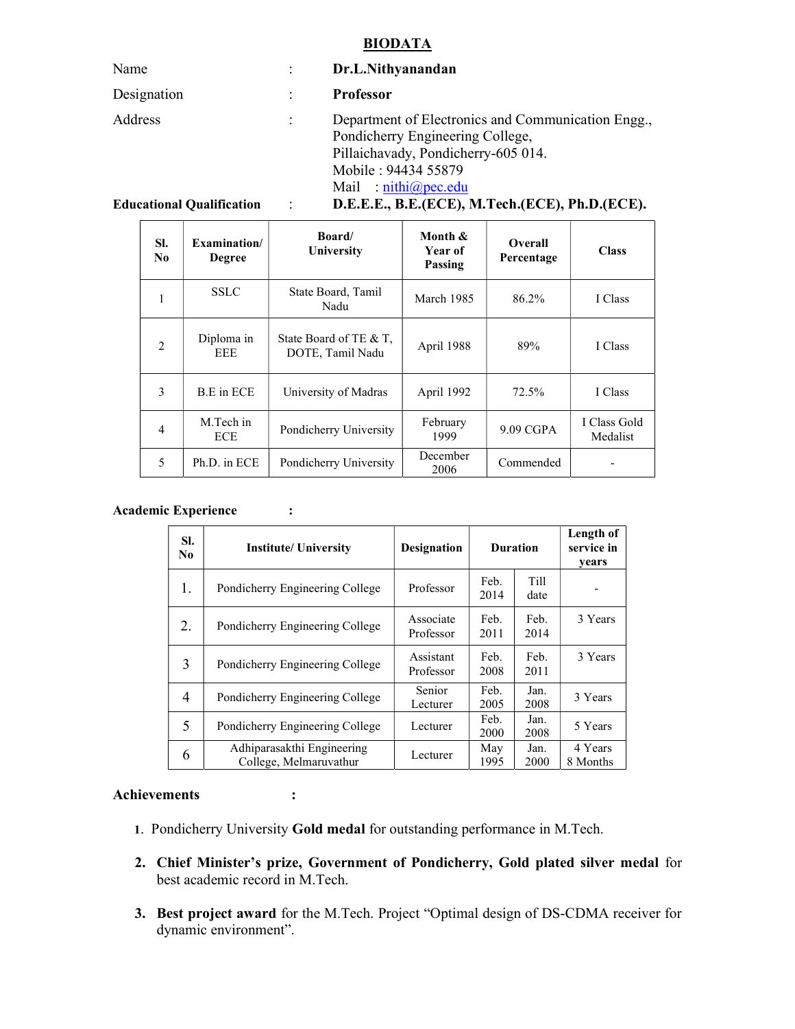# BIODATA

Name : **Dr.L.Nithyanandan**

Designation : **Professor**

Address : Department of Electronics and Communication Engg., Pondicherry Engineering College, Pillaichavady, Pondicherry-605 014.
Mobile : 94434 55879
Mail : nithi@pec.edu

**Educational Qualification** : **D.E.E.E., B.E.(ECE), M.Tech.(ECE), Ph.D.(ECE).**

| Sl. No | Examination/ Degree | Board/ University | Month & Year of Passing | Overall Percentage | Class |
|---|---|---|---|---|---|
| 1 | SSLC | State Board, Tamil Nadu | March 1985 | 86.2% | I Class |
| 2 | Diploma in EEE | State Board of TE & T, DOTE, Tamil Nadu | April 1988 | 89% | I Class |
| 3 | B.E in ECE | University of Madras | April 1992 | 72.5% | I Class |
| 4 | M.Tech in ECE | Pondicherry University | February 1999 | 9.09 CGPA | I Class Gold Medalist |
| 5 | Ph.D. in ECE | Pondicherry University | December 2006 | Commended | - |

**Academic Experience** :

| Sl. No | Institute/ University | Designation | Duration | | Length of service in years |
|---|---|---|---|---|---|
| 1. | Pondicherry Engineering College | Professor | Feb. 2014 | Till date | - |
| 2. | Pondicherry Engineering College | Associate Professor | Feb. 2011 | Feb. 2014 | 3 Years |
| 3 | Pondicherry Engineering College | Assistant Professor | Feb. 2008 | Feb. 2011 | 3 Years |
| 4 | Pondicherry Engineering College | Senior Lecturer | Feb. 2005 | Jan. 2008 | 3 Years |
| 5 | Pondicherry Engineering College | Lecturer | Feb. 2000 | Jan. 2008 | 5 Years |
| 6 | Adhiparasakthi Engineering College, Melmaruvathur | Lecturer | May 1995 | Jan. 2000 | 4 Years 8 Months |

**Achievements** :

1. Pondicherry University **Gold medal** for outstanding performance in M.Tech.
2. **Chief Minister's prize, Government of Pondicherry, Gold plated silver medal** for best academic record in M.Tech.
3. **Best project award** for the M.Tech. Project "Optimal design of DS-CDMA receiver for dynamic environment".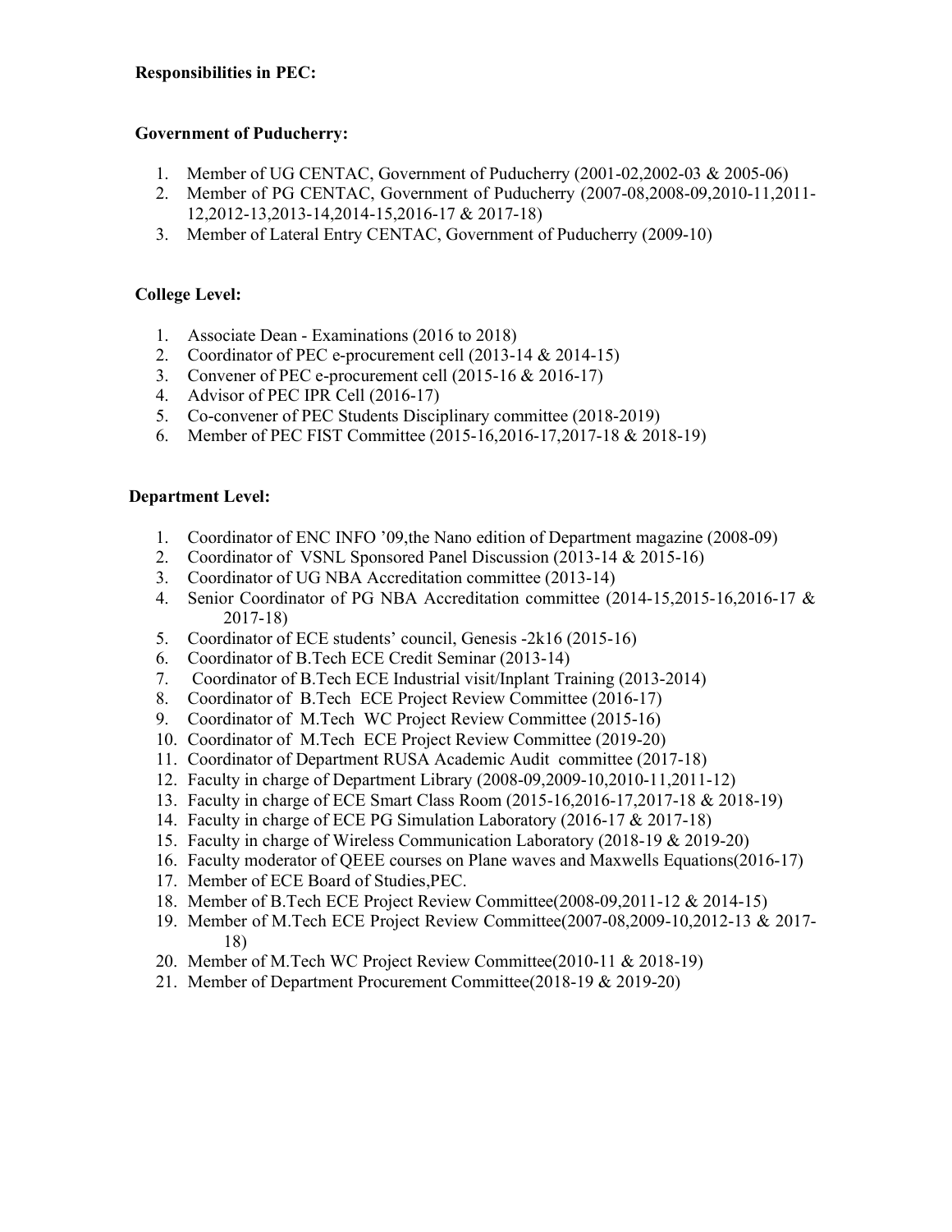**Responsibilities in PEC:**

**Government of Puducherry:**

1. Member of UG CENTAC, Government of Puducherry (2001-02,2002-03 & 2005-06)
2. Member of PG CENTAC, Government of Puducherry (2007-08,2008-09,2010-11,2011-12,2012-13,2013-14,2014-15,2016-17 & 2017-18)
3. Member of Lateral Entry CENTAC, Government of Puducherry (2009-10)

**College Level:**

1. Associate Dean - Examinations (2016 to 2018)
2. Coordinator of PEC e-procurement cell (2013-14 & 2014-15)
3. Convener of PEC e-procurement cell (2015-16 & 2016-17)
4. Advisor of PEC IPR Cell (2016-17)
5. Co-convener of PEC Students Disciplinary committee (2018-2019)
6. Member of PEC FIST Committee (2015-16,2016-17,2017-18 & 2018-19)

**Department Level:**

1. Coordinator of ENC INFO '09,the Nano edition of Department magazine (2008-09)
2. Coordinator of VSNL Sponsored Panel Discussion (2013-14 & 2015-16)
3. Coordinator of UG NBA Accreditation committee (2013-14)
4. Senior Coordinator of PG NBA Accreditation committee (2014-15,2015-16,2016-17 & 2017-18)
5. Coordinator of ECE students' council, Genesis -2k16 (2015-16)
6. Coordinator of B.Tech ECE Credit Seminar (2013-14)
7. Coordinator of B.Tech ECE Industrial visit/Inplant Training (2013-2014)
8. Coordinator of B.Tech ECE Project Review Committee (2016-17)
9. Coordinator of M.Tech WC Project Review Committee (2015-16)
10. Coordinator of M.Tech ECE Project Review Committee (2019-20)
11. Coordinator of Department RUSA Academic Audit committee (2017-18)
12. Faculty in charge of Department Library (2008-09,2009-10,2010-11,2011-12)
13. Faculty in charge of ECE Smart Class Room (2015-16,2016-17,2017-18 & 2018-19)
14. Faculty in charge of ECE PG Simulation Laboratory (2016-17 & 2017-18)
15. Faculty in charge of Wireless Communication Laboratory (2018-19 & 2019-20)
16. Faculty moderator of QEEE courses on Plane waves and Maxwells Equations(2016-17)
17. Member of ECE Board of Studies,PEC.
18. Member of B.Tech ECE Project Review Committee(2008-09,2011-12 & 2014-15)
19. Member of M.Tech ECE Project Review Committee(2007-08,2009-10,2012-13 & 2017-18)
20. Member of M.Tech WC Project Review Committee(2010-11 & 2018-19)
21. Member of Department Procurement Committee(2018-19 & 2019-20)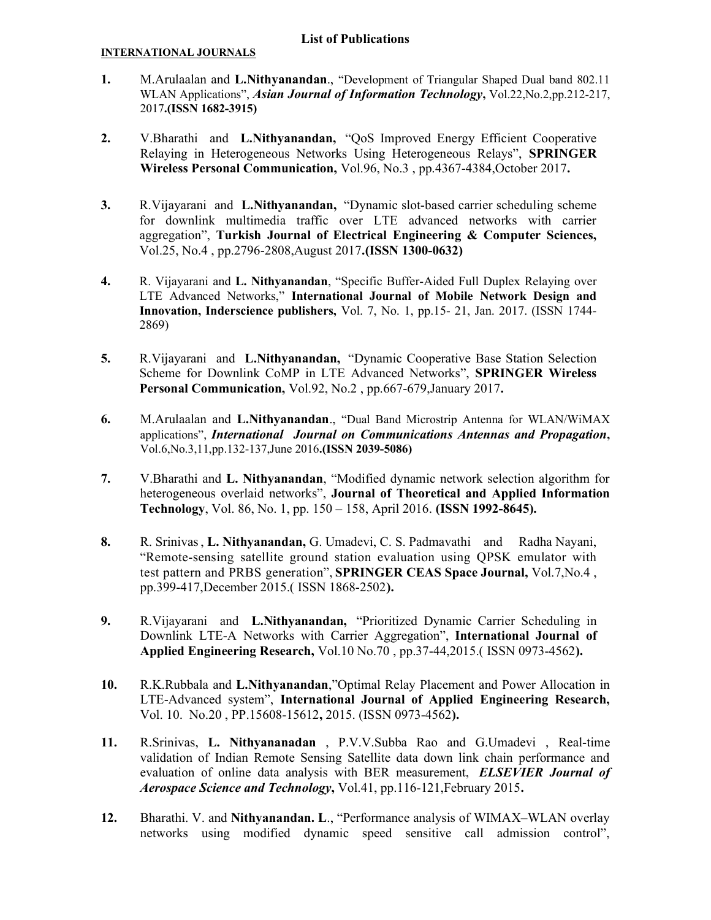# List of Publications

## INTERNATIONAL JOURNALS

1. M.Arulaalan and **L.Nithyanandan**., "Development of Triangular Shaped Dual band 802.11 WLAN Applications", ***Asian Journal of Information Technology***, Vol.22,No.2,pp.212-217, 2017**.(ISSN 1682-3915)**

2. V.Bharathi and **L.Nithyanandan,** "QoS Improved Energy Efficient Cooperative Relaying in Heterogeneous Networks Using Heterogeneous Relays", **SPRINGER Wireless Personal Communication,** Vol.96, No.3 , pp.4367-4384,October 2017**.**

3. R.Vijayarani and **L.Nithyanandan,** "Dynamic slot-based carrier scheduling scheme for downlink multimedia traffic over LTE advanced networks with carrier aggregation", **Turkish Journal of Electrical Engineering & Computer Sciences,** Vol.25, No.4 , pp.2796-2808,August 2017**.(ISSN 1300-0632)**

4. R. Vijayarani and **L. Nithyanandan**, "Specific Buffer-Aided Full Duplex Relaying over LTE Advanced Networks," **International Journal of Mobile Network Design and Innovation, Inderscience publishers,** Vol. 7, No. 1, pp.15- 21, Jan. 2017. (ISSN 1744-2869)

5. R.Vijayarani and **L.Nithyanandan,** "Dynamic Cooperative Base Station Selection Scheme for Downlink CoMP in LTE Advanced Networks", **SPRINGER Wireless Personal Communication,** Vol.92, No.2 , pp.667-679,January 2017**.**

6. M.Arulaalan and **L.Nithyanandan**., "Dual Band Microstrip Antenna for WLAN/WiMAX applications", ***International Journal on Communications Antennas and Propagation***, Vol.6,No.3,11,pp.132-137,June 2016**.(ISSN 2039-5086)**

7. V.Bharathi and **L. Nithyanandan**, "Modified dynamic network selection algorithm for heterogeneous overlaid networks", **Journal of Theoretical and Applied Information Technology**, Vol. 86, No. 1, pp. 150 – 158, April 2016. **(ISSN 1992-8645).**

8. R. Srinivas , **L. Nithyanandan,** G. Umadevi, C. S. Padmavathi and Radha Nayani, "Remote-sensing satellite ground station evaluation using QPSK emulator with test pattern and PRBS generation", **SPRINGER CEAS Space Journal,** Vol.7,No.4 , pp.399-417,December 2015.( ISSN 1868-2502**).**

9. R.Vijayarani and **L.Nithyanandan,** "Prioritized Dynamic Carrier Scheduling in Downlink LTE-A Networks with Carrier Aggregation", **International Journal of Applied Engineering Research,** Vol.10 No.70 , pp.37-44,2015.( ISSN 0973-4562**).**

10. R.K.Rubbala and **L.Nithyanandan**,"Optimal Relay Placement and Power Allocation in LTE-Advanced system", **International Journal of Applied Engineering Research,** Vol. 10. No.20 , PP.15608-15612**,** 2015. (ISSN 0973-4562**).**

11. R.Srinivas, **L. Nithyananadan** , P.V.V.Subba Rao and G.Umadevi , Real-time validation of Indian Remote Sensing Satellite data down link chain performance and evaluation of online data analysis with BER measurement, ***ELSEVIER Journal of Aerospace Science and Technology***, Vol.41, pp.116-121,February 2015**.**

12. Bharathi. V. and **Nithyanandan. L**., "Performance analysis of WIMAX–WLAN overlay networks using modified dynamic speed sensitive call admission control",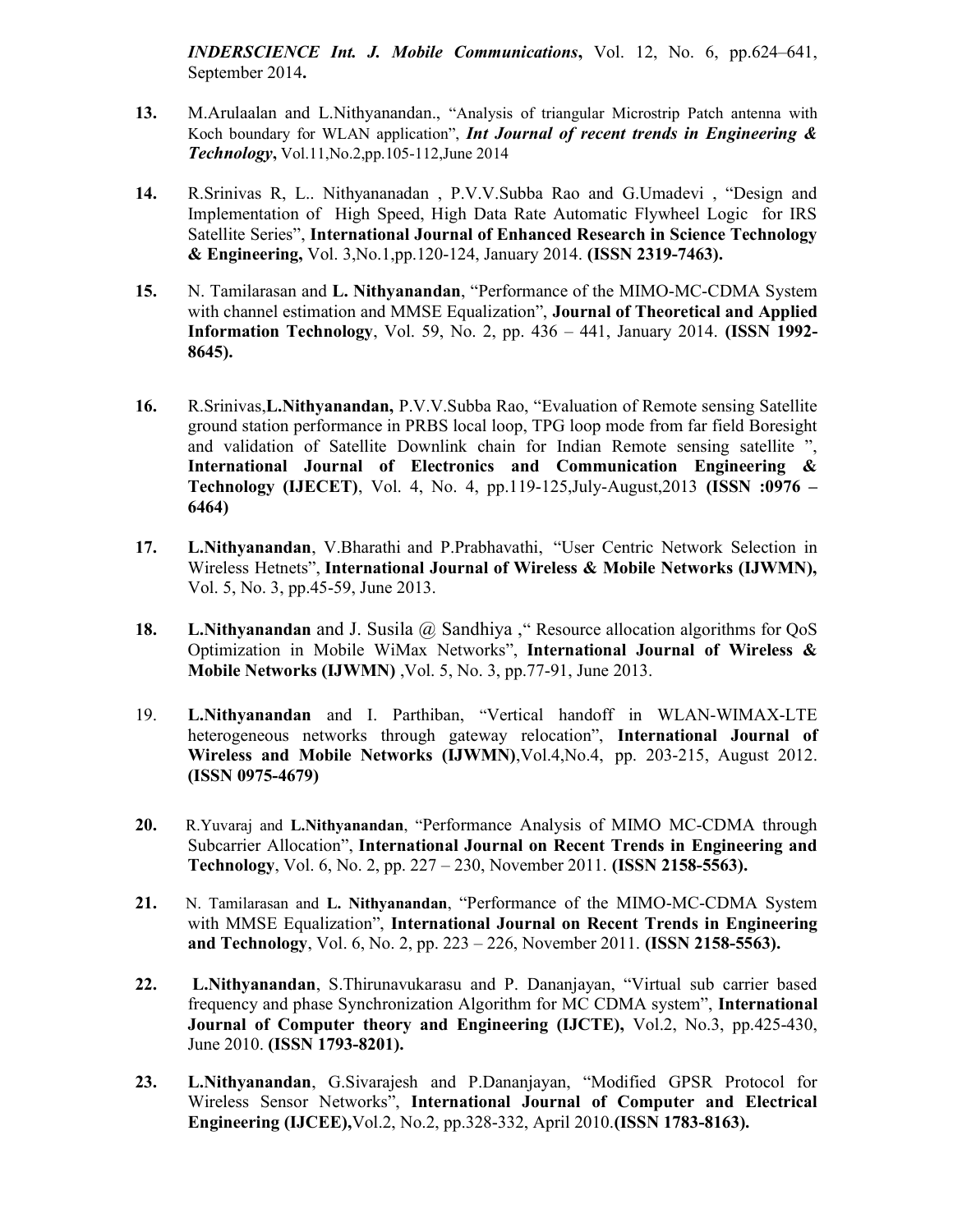***INDERSCIENCE Int. J. Mobile Communications*****,** Vol. 12, No. 6, pp.624–641, September 2014**.**

**13.** M.Arulaalan and L.Nithyanandan., "Analysis of triangular Microstrip Patch antenna with Koch boundary for WLAN application", ***Int Journal of recent trends in Engineering & Technology*****,** Vol.11,No.2,pp.105-112,June 2014

**14.** R.Srinivas R, L.. Nithyananadan , P.V.V.Subba Rao and G.Umadevi , "Design and Implementation of High Speed, High Data Rate Automatic Flywheel Logic for IRS Satellite Series", **International Journal of Enhanced Research in Science Technology & Engineering,** Vol. 3,No.1,pp.120-124, January 2014. **(ISSN 2319-7463).**

**15.** N. Tamilarasan and **L. Nithyanandan**, "Performance of the MIMO-MC-CDMA System with channel estimation and MMSE Equalization", **Journal of Theoretical and Applied Information Technology**, Vol. 59, No. 2, pp. 436 – 441, January 2014. **(ISSN 1992-8645).**

**16.** R.Srinivas,**L.Nithyanandan,** P.V.V.Subba Rao, "Evaluation of Remote sensing Satellite ground station performance in PRBS local loop, TPG loop mode from far field Boresight and validation of Satellite Downlink chain for Indian Remote sensing satellite ", **International Journal of Electronics and Communication Engineering & Technology (IJECET)**, Vol. 4, No. 4, pp.119-125,July-August,2013 **(ISSN :0976 – 6464)**

**17.** **L.Nithyanandan**, V.Bharathi and P.Prabhavathi, "User Centric Network Selection in Wireless Hetnets", **International Journal of Wireless & Mobile Networks (IJWMN),** Vol. 5, No. 3, pp.45-59, June 2013.

**18.** **L.Nithyanandan** and J. Susila @ Sandhiya ," Resource allocation algorithms for QoS Optimization in Mobile WiMax Networks", **International Journal of Wireless & Mobile Networks (IJWMN)** ,Vol. 5, No. 3, pp.77-91, June 2013.

19. **L.Nithyanandan** and I. Parthiban, "Vertical handoff in WLAN-WIMAX-LTE heterogeneous networks through gateway relocation", **International Journal of Wireless and Mobile Networks (IJWMN)**,Vol.4,No.4, pp. 203-215, August 2012. **(ISSN 0975-4679)**

**20.** R.Yuvaraj and **L.Nithyanandan**, "Performance Analysis of MIMO MC-CDMA through Subcarrier Allocation", **International Journal on Recent Trends in Engineering and Technology**, Vol. 6, No. 2, pp. 227 – 230, November 2011. **(ISSN 2158-5563).**

**21.** N. Tamilarasan and **L. Nithyanandan**, "Performance of the MIMO-MC-CDMA System with MMSE Equalization", **International Journal on Recent Trends in Engineering and Technology**, Vol. 6, No. 2, pp. 223 – 226, November 2011. **(ISSN 2158-5563).**

**22.** **L.Nithyanandan**, S.Thirunavukarasu and P. Dananjayan, "Virtual sub carrier based frequency and phase Synchronization Algorithm for MC CDMA system", **International Journal of Computer theory and Engineering (IJCTE),** Vol.2, No.3, pp.425-430, June 2010. **(ISSN 1793-8201).**

**23.** **L.Nithyanandan**, G.Sivarajesh and P.Dananjayan, "Modified GPSR Protocol for Wireless Sensor Networks", **International Journal of Computer and Electrical Engineering (IJCEE),**Vol.2, No.2, pp.328-332, April 2010.**(ISSN 1783-8163).**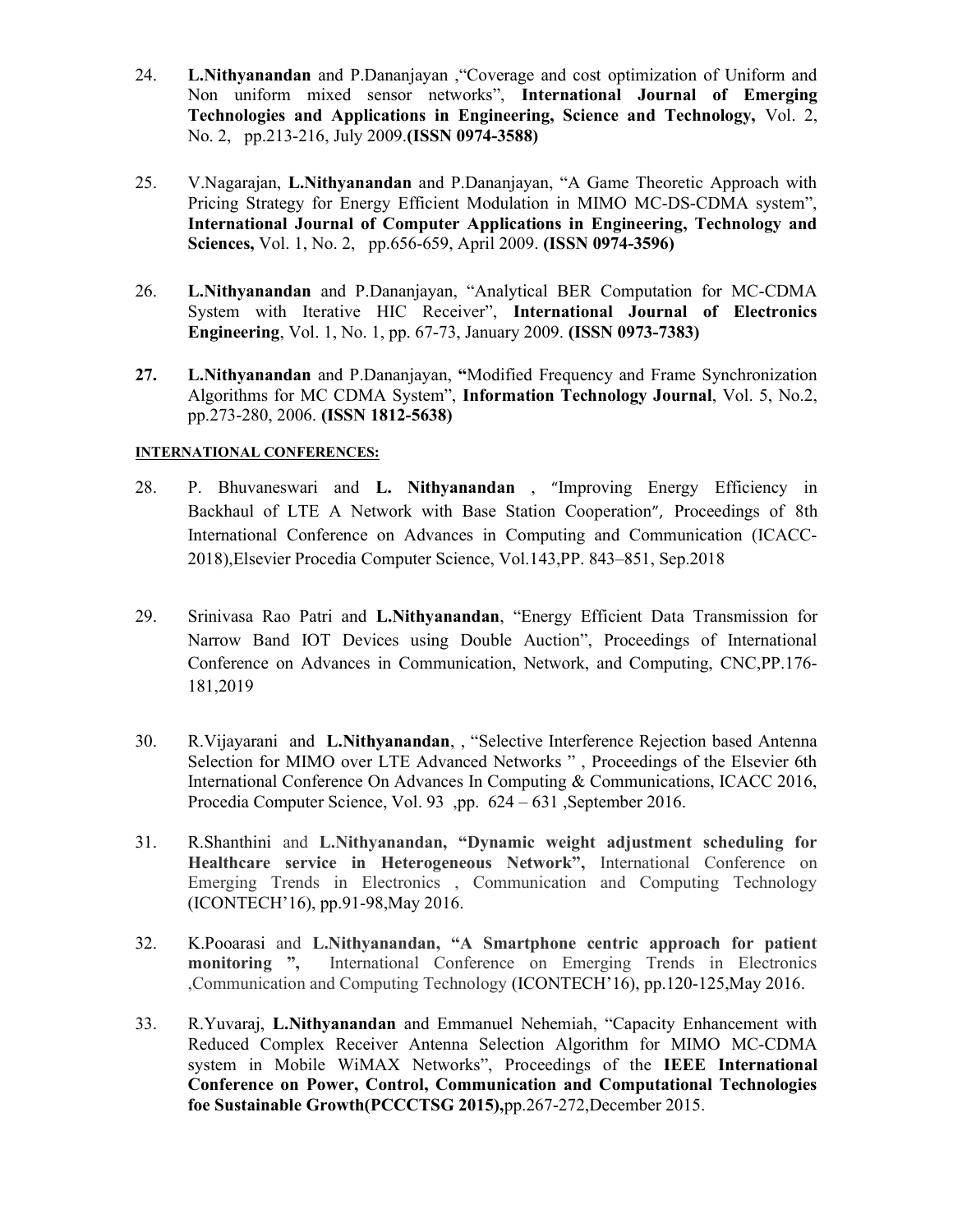24. **L.Nithyanandan** and P.Dananjayan ,"Coverage and cost optimization of Uniform and Non uniform mixed sensor networks", **International Journal of Emerging Technologies and Applications in Engineering, Science and Technology,** Vol. 2, No. 2, pp.213-216, July 2009.**(ISSN 0974-3588)**

25. V.Nagarajan, **L.Nithyanandan** and P.Dananjayan, "A Game Theoretic Approach with Pricing Strategy for Energy Efficient Modulation in MIMO MC-DS-CDMA system", **International Journal of Computer Applications in Engineering, Technology and Sciences,** Vol. 1, No. 2, pp.656-659, April 2009. **(ISSN 0974-3596)**

26. **L.Nithyanandan** and P.Dananjayan, "Analytical BER Computation for MC-CDMA System with Iterative HIC Receiver", **International Journal of Electronics Engineering**, Vol. 1, No. 1, pp. 67-73, January 2009. **(ISSN 0973-7383)**

27. **L.Nithyanandan** and P.Dananjayan, **"**Modified Frequency and Frame Synchronization Algorithms for MC CDMA System", **Information Technology Journal**, Vol. 5, No.2, pp.273-280, 2006. **(ISSN 1812-5638)**

**INTERNATIONAL CONFERENCES:**

28. P. Bhuvaneswari and **L. Nithyanandan** , "Improving Energy Efficiency in Backhaul of LTE A Network with Base Station Cooperation", Proceedings of 8th International Conference on Advances in Computing and Communication (ICACC-2018),Elsevier Procedia Computer Science, Vol.143,PP. 843–851, Sep.2018

29. Srinivasa Rao Patri and **L.Nithyanandan**, "Energy Efficient Data Transmission for Narrow Band IOT Devices using Double Auction", Proceedings of International Conference on Advances in Communication, Network, and Computing, CNC,PP.176-181,2019

30. R.Vijayarani and **L.Nithyanandan**, , "Selective Interference Rejection based Antenna Selection for MIMO over LTE Advanced Networks " , Proceedings of the Elsevier 6th International Conference On Advances In Computing & Communications, ICACC 2016, Procedia Computer Science, Vol. 93 ,pp. 624 – 631 ,September 2016.

31. R.Shanthini and **L.Nithyanandan, "Dynamic weight adjustment scheduling for Healthcare service in Heterogeneous Network",** International Conference on Emerging Trends in Electronics , Communication and Computing Technology (ICONTECH'16), pp.91-98,May 2016.

32. K.Pooarasi and **L.Nithyanandan, "A Smartphone centric approach for patient monitoring ",** International Conference on Emerging Trends in Electronics ,Communication and Computing Technology (ICONTECH'16), pp.120-125,May 2016.

33. R.Yuvaraj, **L.Nithyanandan** and Emmanuel Nehemiah, "Capacity Enhancement with Reduced Complex Receiver Antenna Selection Algorithm for MIMO MC-CDMA system in Mobile WiMAX Networks", Proceedings of the **IEEE International Conference on Power, Control, Communication and Computational Technologies foe Sustainable Growth(PCCCTSG 2015),**pp.267-272,December 2015.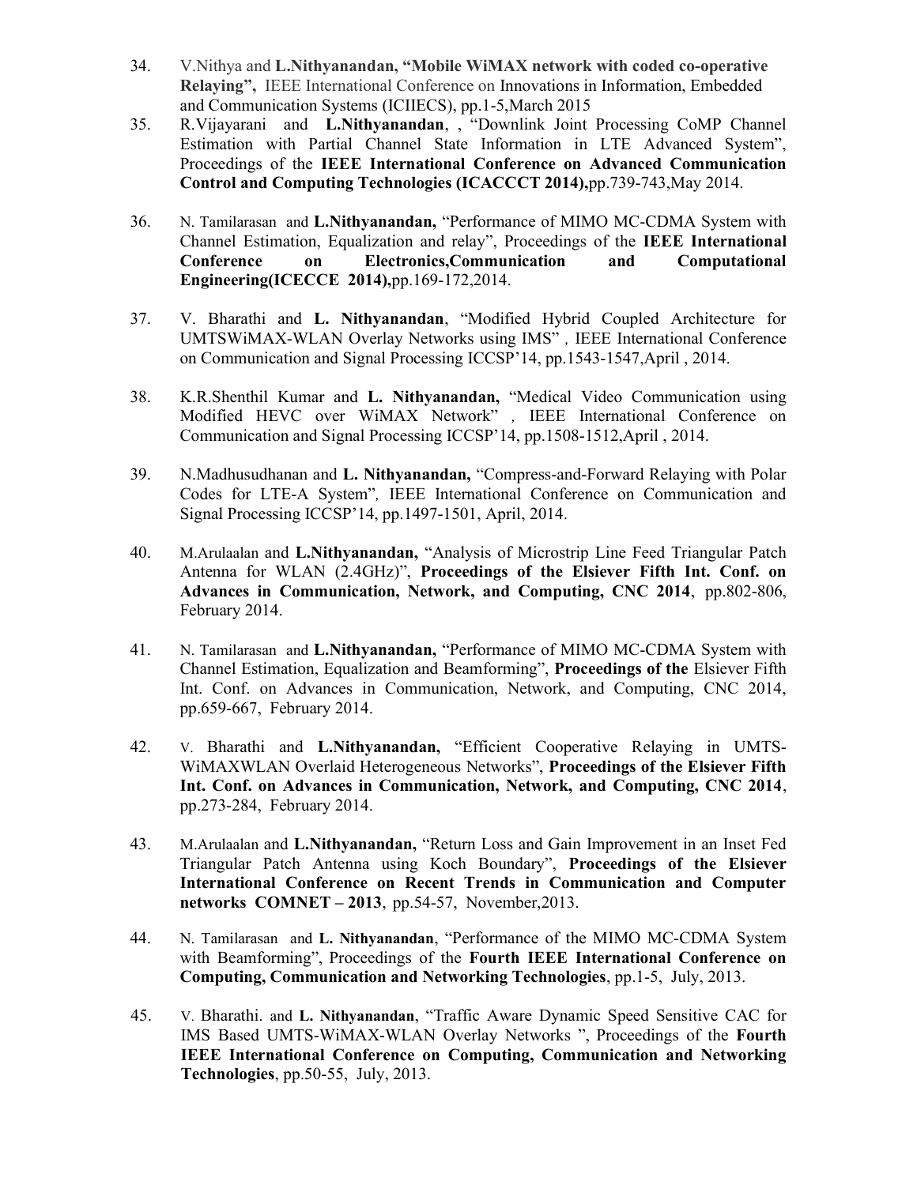34. V.Nithya and **L.Nithyanandan, "Mobile WiMAX network with coded co-operative Relaying",** IEEE International Conference on Innovations in Information, Embedded and Communication Systems (ICIIECS), pp.1-5,March 2015

35. R.Vijayarani and **L.Nithyanandan**, , "Downlink Joint Processing CoMP Channel Estimation with Partial Channel State Information in LTE Advanced System", Proceedings of the **IEEE International Conference on Advanced Communication Control and Computing Technologies (ICACCCT 2014),**pp.739-743,May 2014.

36. N. Tamilarasan and **L.Nithyanandan,** "Performance of MIMO MC-CDMA System with Channel Estimation, Equalization and relay", Proceedings of the **IEEE International Conference on Electronics,Communication and Computational Engineering(ICECCE 2014),**pp.169-172,2014.

37. V. Bharathi and **L. Nithyanandan**, "Modified Hybrid Coupled Architecture for UMTSWiMAX-WLAN Overlay Networks using IMS" , IEEE International Conference on Communication and Signal Processing ICCSP'14, pp.1543-1547,April , 2014.

38. K.R.Shenthil Kumar and **L. Nithyanandan,** "Medical Video Communication using Modified HEVC over WiMAX Network" , IEEE International Conference on Communication and Signal Processing ICCSP'14, pp.1508-1512,April , 2014.

39. N.Madhusudhanan and **L. Nithyanandan,** "Compress-and-Forward Relaying with Polar Codes for LTE-A System", IEEE International Conference on Communication and Signal Processing ICCSP'14, pp.1497-1501, April, 2014.

40. M.Arulaalan and **L.Nithyanandan,** "Analysis of Microstrip Line Feed Triangular Patch Antenna for WLAN (2.4GHz)", **Proceedings of the Elsiever Fifth Int. Conf. on Advances in Communication, Network, and Computing, CNC 2014**, pp.802-806, February 2014.

41. N. Tamilarasan and **L.Nithyanandan,** "Performance of MIMO MC-CDMA System with Channel Estimation, Equalization and Beamforming", **Proceedings of the** Elsiever Fifth Int. Conf. on Advances in Communication, Network, and Computing, CNC 2014, pp.659-667, February 2014.

42. V. Bharathi and **L.Nithyanandan,** "Efficient Cooperative Relaying in UMTS-WiMAXWLAN Overlaid Heterogeneous Networks", **Proceedings of the Elsiever Fifth Int. Conf. on Advances in Communication, Network, and Computing, CNC 2014**, pp.273-284, February 2014.

43. M.Arulaalan and **L.Nithyanandan,** "Return Loss and Gain Improvement in an Inset Fed Triangular Patch Antenna using Koch Boundary", **Proceedings of the Elsiever International Conference on Recent Trends in Communication and Computer networks COMNET – 2013**, pp.54-57, November,2013.

44. N. Tamilarasan and **L. Nithyanandan**, "Performance of the MIMO MC-CDMA System with Beamforming", Proceedings of the **Fourth IEEE International Conference on Computing, Communication and Networking Technologies**, pp.1-5, July, 2013.

45. V. Bharathi. and **L. Nithyanandan**, "Traffic Aware Dynamic Speed Sensitive CAC for IMS Based UMTS-WiMAX-WLAN Overlay Networks ", Proceedings of the **Fourth IEEE International Conference on Computing, Communication and Networking Technologies**, pp.50-55, July, 2013.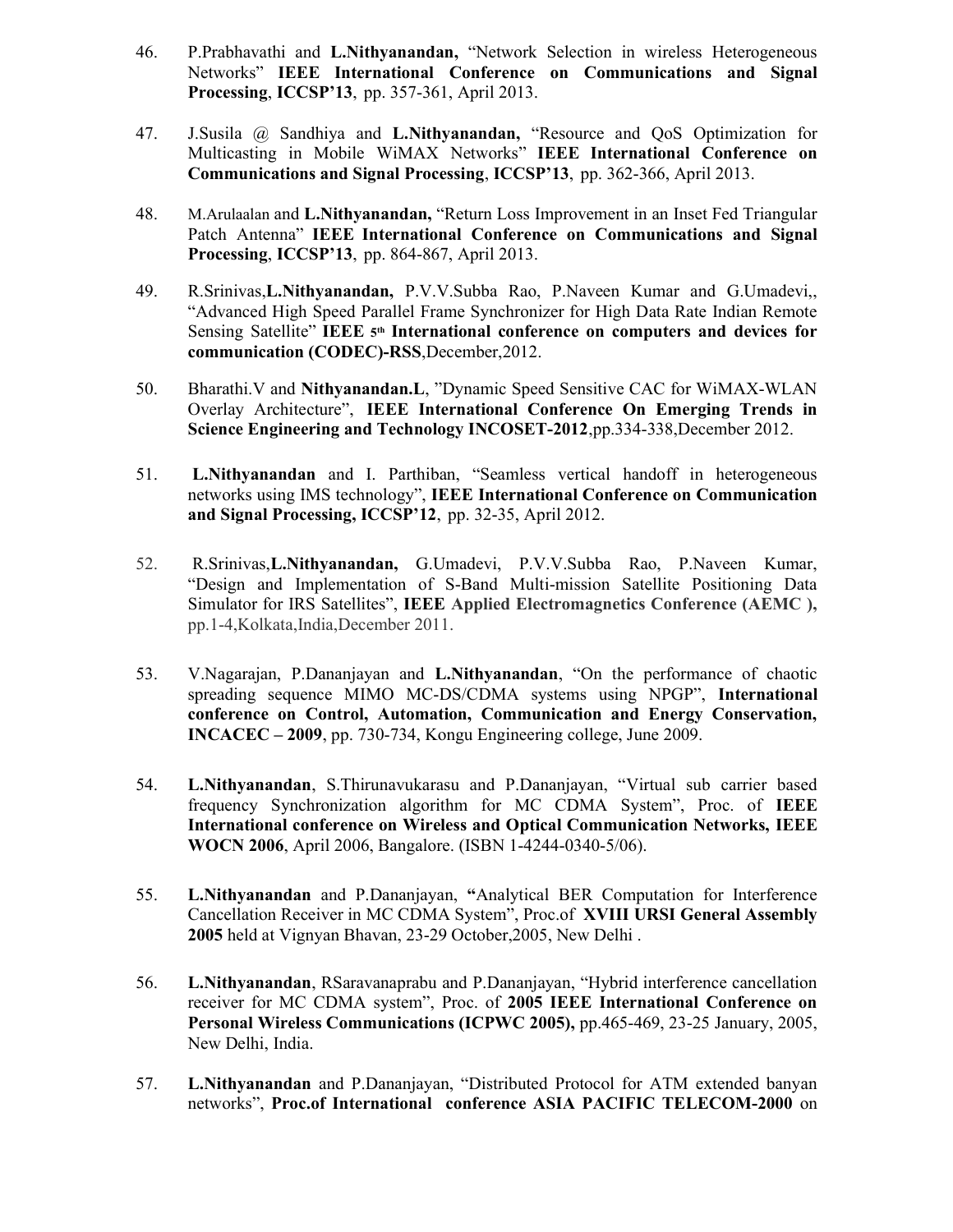46. P.Prabhavathi and **L.Nithyanandan,** "Network Selection in wireless Heterogeneous Networks" **IEEE International Conference on Communications and Signal Processing**, **ICCSP'13**, pp. 357-361, April 2013.

47. J.Susila @ Sandhiya and **L.Nithyanandan,** "Resource and QoS Optimization for Multicasting in Mobile WiMAX Networks" **IEEE International Conference on Communications and Signal Processing**, **ICCSP'13**, pp. 362-366, April 2013.

48. M.Arulaalan and **L.Nithyanandan,** "Return Loss Improvement in an Inset Fed Triangular Patch Antenna" **IEEE International Conference on Communications and Signal Processing**, **ICCSP'13**, pp. 864-867, April 2013.

49. R.Srinivas,**L.Nithyanandan,** P.V.V.Subba Rao, P.Naveen Kumar and G.Umadevi,, "Advanced High Speed Parallel Frame Synchronizer for High Data Rate Indian Remote Sensing Satellite" **IEEE 5th International conference on computers and devices for communication (CODEC)-RSS**,December,2012.

50. Bharathi.V and **Nithyanandan.L**, "Dynamic Speed Sensitive CAC for WiMAX-WLAN Overlay Architecture", **IEEE International Conference On Emerging Trends in Science Engineering and Technology INCOSET-2012**,pp.334-338,December 2012.

51. **L.Nithyanandan** and I. Parthiban, "Seamless vertical handoff in heterogeneous networks using IMS technology", **IEEE International Conference on Communication and Signal Processing, ICCSP'12**, pp. 32-35, April 2012.

52. R.Srinivas,**L.Nithyanandan,** G.Umadevi, P.V.V.Subba Rao, P.Naveen Kumar, "Design and Implementation of S-Band Multi-mission Satellite Positioning Data Simulator for IRS Satellites", **IEEE Applied Electromagnetics Conference (AEMC ),** pp.1-4,Kolkata,India,December 2011.

53. V.Nagarajan, P.Dananjayan and **L.Nithyanandan**, "On the performance of chaotic spreading sequence MIMO MC-DS/CDMA systems using NPGP", **International conference on Control, Automation, Communication and Energy Conservation, INCACEC – 2009**, pp. 730-734, Kongu Engineering college, June 2009.

54. **L.Nithyanandan**, S.Thirunavukarasu and P.Dananjayan, "Virtual sub carrier based frequency Synchronization algorithm for MC CDMA System", Proc. of **IEEE International conference on Wireless and Optical Communication Networks, IEEE WOCN 2006**, April 2006, Bangalore. (ISBN 1-4244-0340-5/06).

55. **L.Nithyanandan** and P.Dananjayan, **"**Analytical BER Computation for Interference Cancellation Receiver in MC CDMA System", Proc.of **XVIII URSI General Assembly 2005** held at Vignyan Bhavan, 23-29 October,2005, New Delhi .

56. **L.Nithyanandan**, RSaravanaprabu and P.Dananjayan, "Hybrid interference cancellation receiver for MC CDMA system", Proc. of **2005 IEEE International Conference on Personal Wireless Communications (ICPWC 2005),** pp.465-469, 23-25 January, 2005, New Delhi, India.

57. **L.Nithyanandan** and P.Dananjayan, "Distributed Protocol for ATM extended banyan networks", **Proc.of International conference ASIA PACIFIC TELECOM-2000** on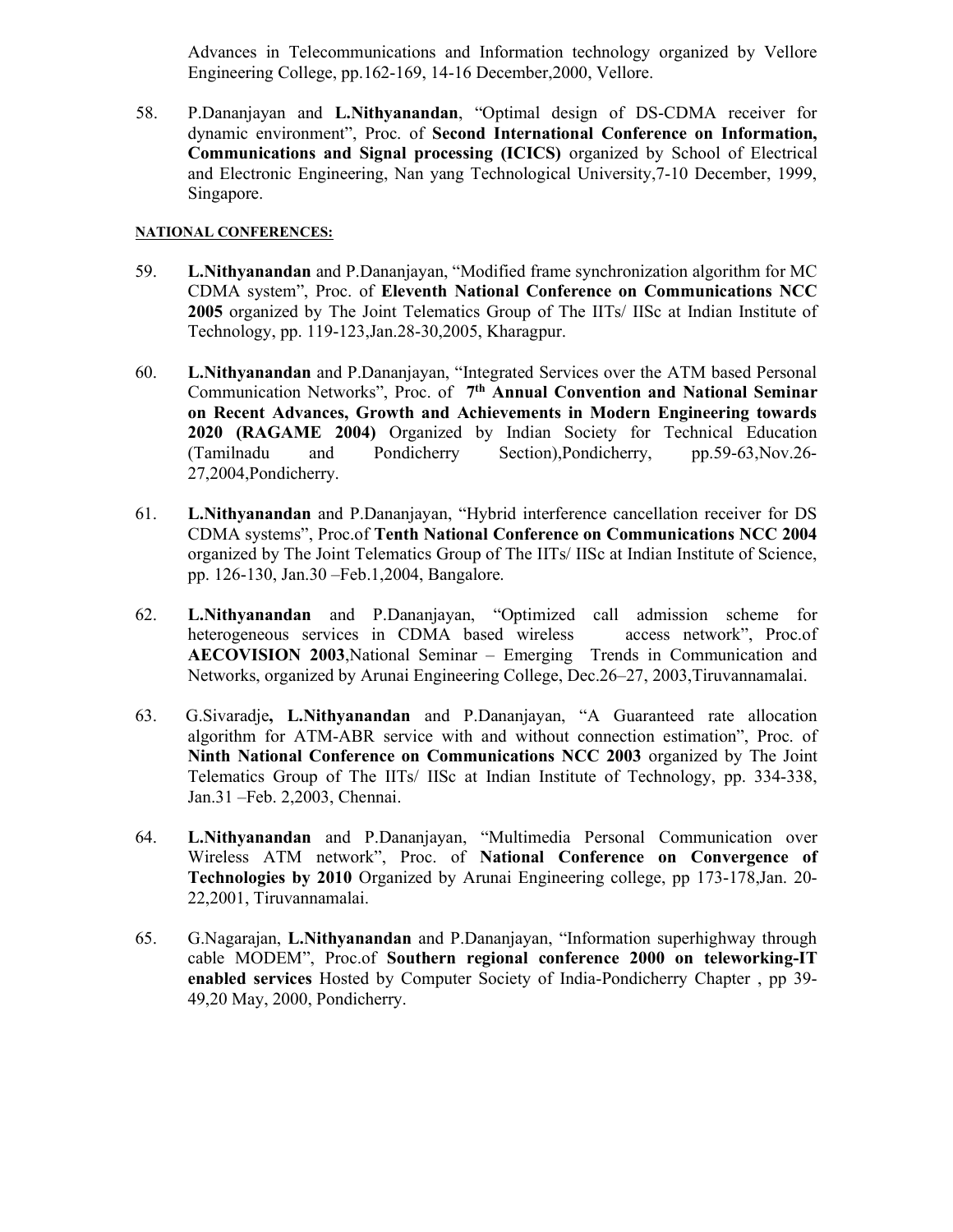Advances in Telecommunications and Information technology organized by Vellore Engineering College, pp.162-169, 14-16 December,2000, Vellore.

58. P.Dananjayan and **L.Nithyanandan**, "Optimal design of DS-CDMA receiver for dynamic environment", Proc. of **Second International Conference on Information, Communications and Signal processing (ICICS)** organized by School of Electrical and Electronic Engineering, Nan yang Technological University,7-10 December, 1999, Singapore.

**NATIONAL CONFERENCES:**

59. **L.Nithyanandan** and P.Dananjayan, "Modified frame synchronization algorithm for MC CDMA system", Proc. of **Eleventh National Conference on Communications NCC 2005** organized by The Joint Telematics Group of The IITs/ IISc at Indian Institute of Technology, pp. 119-123,Jan.28-30,2005, Kharagpur.

60. **L.Nithyanandan** and P.Dananjayan, "Integrated Services over the ATM based Personal Communication Networks", Proc. of **7th Annual Convention and National Seminar on Recent Advances, Growth and Achievements in Modern Engineering towards 2020 (RAGAME 2004)** Organized by Indian Society for Technical Education (Tamilnadu and Pondicherry Section),Pondicherry, pp.59-63,Nov.26-27,2004,Pondicherry.

61. **L.Nithyanandan** and P.Dananjayan, "Hybrid interference cancellation receiver for DS CDMA systems", Proc.of **Tenth National Conference on Communications NCC 2004** organized by The Joint Telematics Group of The IITs/ IISc at Indian Institute of Science, pp. 126-130, Jan.30 –Feb.1,2004, Bangalore.

62. **L.Nithyanandan** and P.Dananjayan, "Optimized call admission scheme for heterogeneous services in CDMA based wireless access network", Proc.of **AECOVISION 2003**,National Seminar – Emerging Trends in Communication and Networks, organized by Arunai Engineering College, Dec.26–27, 2003,Tiruvannamalai.

63. G.Sivaradje**, L.Nithyanandan** and P.Dananjayan, "A Guaranteed rate allocation algorithm for ATM-ABR service with and without connection estimation", Proc. of **Ninth National Conference on Communications NCC 2003** organized by The Joint Telematics Group of The IITs/ IISc at Indian Institute of Technology, pp. 334-338, Jan.31 –Feb. 2,2003, Chennai.

64. **L.Nithyanandan** and P.Dananjayan, "Multimedia Personal Communication over Wireless ATM network", Proc. of **National Conference on Convergence of Technologies by 2010** Organized by Arunai Engineering college, pp 173-178,Jan. 20-22,2001, Tiruvannamalai.

65. G.Nagarajan, **L.Nithyanandan** and P.Dananjayan, "Information superhighway through cable MODEM", Proc.of **Southern regional conference 2000 on teleworking-IT enabled services** Hosted by Computer Society of India-Pondicherry Chapter , pp 39-49,20 May, 2000, Pondicherry.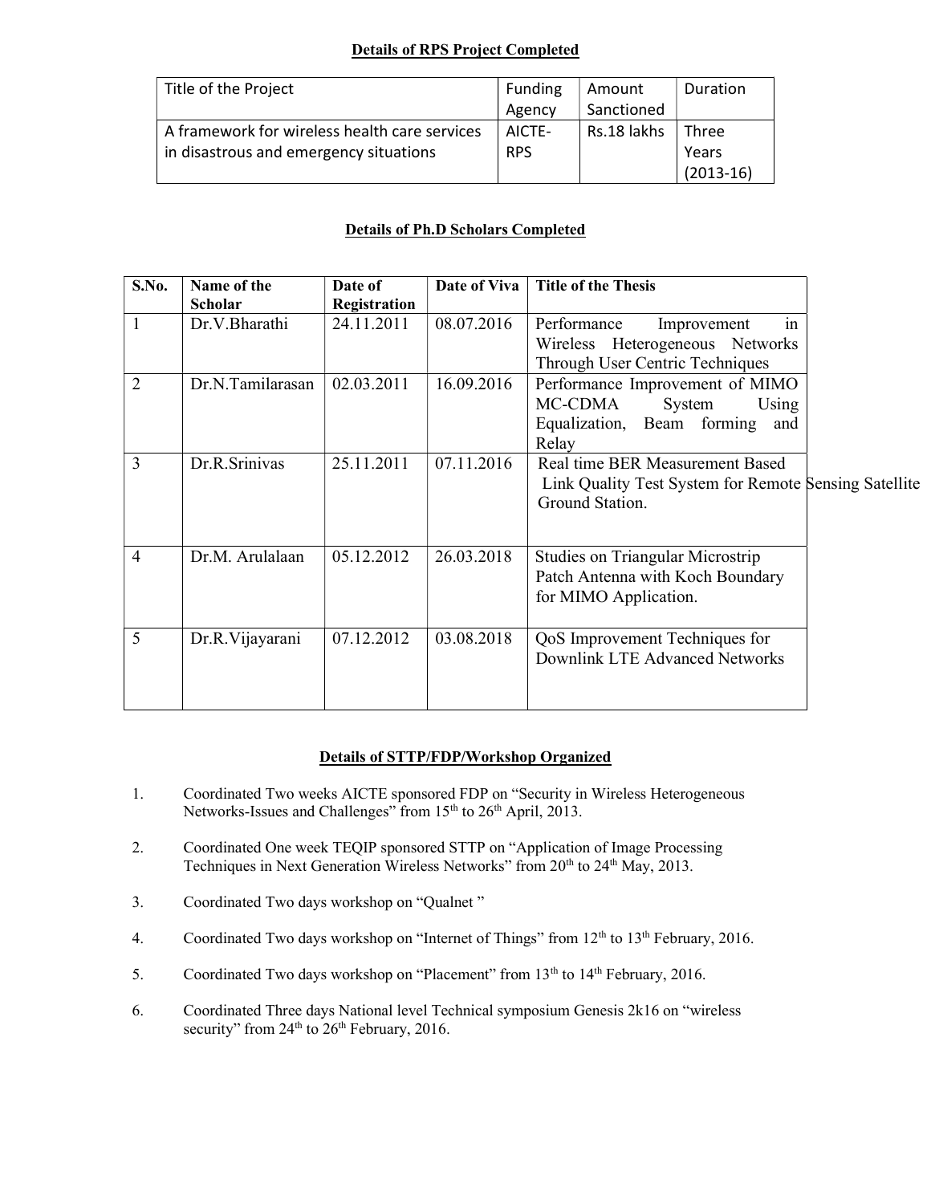**Details of RPS Project Completed**

| Title of the Project | Funding Agency | Amount Sanctioned | Duration |
|---|---|---|---|
| A framework for wireless health care services in disastrous and emergency situations | AICTE-RPS | Rs.18 lakhs | Three Years (2013-16) |

**Details of Ph.D Scholars Completed**

| S.No. | Name of the Scholar | Date of Registration | Date of Viva | Title of the Thesis |
|---|---|---|---|---|
| 1 | Dr.V.Bharathi | 24.11.2011 | 08.07.2016 | Performance Improvement in Wireless Heterogeneous Networks Through User Centric Techniques |
| 2 | Dr.N.Tamilarasan | 02.03.2011 | 16.09.2016 | Performance Improvement of MIMO MC-CDMA System Using Equalization, Beam forming and Relay |
| 3 | Dr.R.Srinivas | 25.11.2011 | 07.11.2016 | Real time BER Measurement Based Link Quality Test System for Remote Sensing Satellite Ground Station. |
| 4 | Dr.M. Arulalaan | 05.12.2012 | 26.03.2018 | Studies on Triangular Microstrip Patch Antenna with Koch Boundary for MIMO Application. |
| 5 | Dr.R.Vijayarani | 07.12.2012 | 03.08.2018 | QoS Improvement Techniques for Downlink LTE Advanced Networks |

**Details of STTP/FDP/Workshop Organized**

1. Coordinated Two weeks AICTE sponsored FDP on "Security in Wireless Heterogeneous Networks-Issues and Challenges" from 15th to 26th April, 2013.
2. Coordinated One week TEQIP sponsored STTP on "Application of Image Processing Techniques in Next Generation Wireless Networks" from 20th to 24th May, 2013.
3. Coordinated Two days workshop on "Qualnet "
4. Coordinated Two days workshop on "Internet of Things" from 12th to 13th February, 2016.
5. Coordinated Two days workshop on "Placement" from 13th to 14th February, 2016.
6. Coordinated Three days National level Technical symposium Genesis 2k16 on "wireless security" from 24th to 26th February, 2016.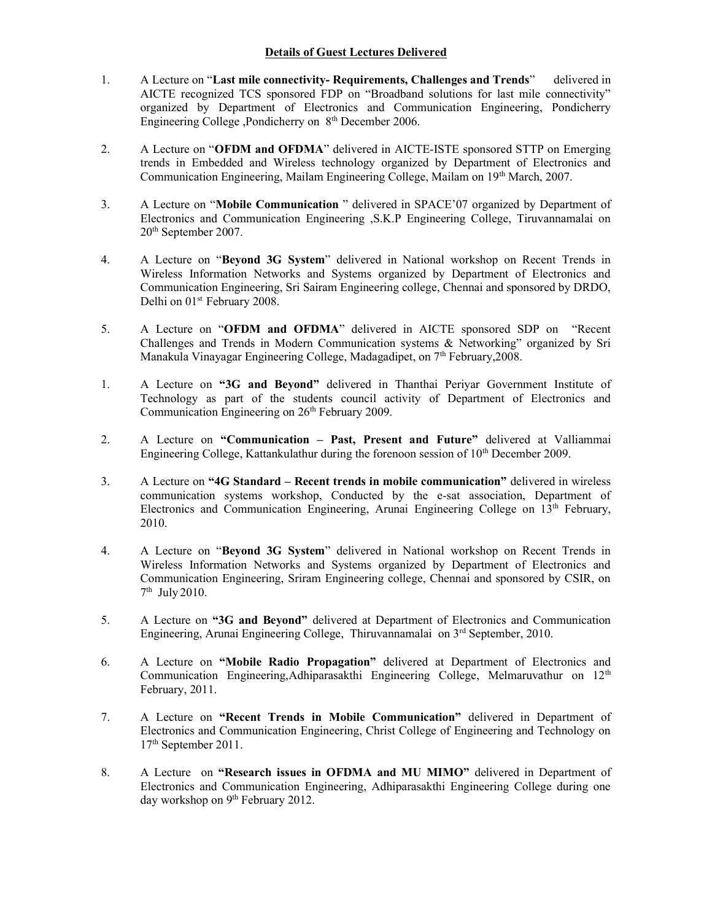## Details of Guest Lectures Delivered

1. A Lecture on "**Last mile connectivity- Requirements, Challenges and Trends**" delivered in AICTE recognized TCS sponsored FDP on "Broadband solutions for last mile connectivity" organized by Department of Electronics and Communication Engineering, Pondicherry Engineering College ,Pondicherry on 8th December 2006.

2. A Lecture on "**OFDM and OFDMA**" delivered in AICTE-ISTE sponsored STTP on Emerging trends in Embedded and Wireless technology organized by Department of Electronics and Communication Engineering, Mailam Engineering College, Mailam on 19th March, 2007.

3. A Lecture on "**Mobile Communication** " delivered in SPACE'07 organized by Department of Electronics and Communication Engineering ,S.K.P Engineering College, Tiruvannamalai on 20th September 2007.

4. A Lecture on "**Beyond 3G System**" delivered in National workshop on Recent Trends in Wireless Information Networks and Systems organized by Department of Electronics and Communication Engineering, Sri Sairam Engineering college, Chennai and sponsored by DRDO, Delhi on 01st February 2008.

5. A Lecture on "**OFDM and OFDMA**" delivered in AICTE sponsored SDP on "Recent Challenges and Trends in Modern Communication systems & Networking" organized by Sri Manakula Vinayagar Engineering College, Madagadipet, on 7th February,2008.

1. A Lecture on **"3G and Beyond"** delivered in Thanthai Periyar Government Institute of Technology as part of the students council activity of Department of Electronics and Communication Engineering on 26th February 2009.

2. A Lecture on **"Communication – Past, Present and Future"** delivered at Valliammai Engineering College, Kattankulathur during the forenoon session of 10th December 2009.

3. A Lecture on **"4G Standard – Recent trends in mobile communication"** delivered in wireless communication systems workshop, Conducted by the e-sat association, Department of Electronics and Communication Engineering, Arunai Engineering College on 13th February, 2010.

4. A Lecture on "**Beyond 3G System**" delivered in National workshop on Recent Trends in Wireless Information Networks and Systems organized by Department of Electronics and Communication Engineering, Sriram Engineering college, Chennai and sponsored by CSIR, on 7th July 2010.

5. A Lecture on **"3G and Beyond"** delivered at Department of Electronics and Communication Engineering, Arunai Engineering College, Thiruvannamalai on 3rd September, 2010.

6. A Lecture on **"Mobile Radio Propagation"** delivered at Department of Electronics and Communication Engineering,Adhiparasakthi Engineering College, Melmaruvathur on 12th February, 2011.

7. A Lecture on **"Recent Trends in Mobile Communication"** delivered in Department of Electronics and Communication Engineering, Christ College of Engineering and Technology on 17th September 2011.

8. A Lecture on **"Research issues in OFDMA and MU MIMO"** delivered in Department of Electronics and Communication Engineering, Adhiparasakthi Engineering College during one day workshop on 9th February 2012.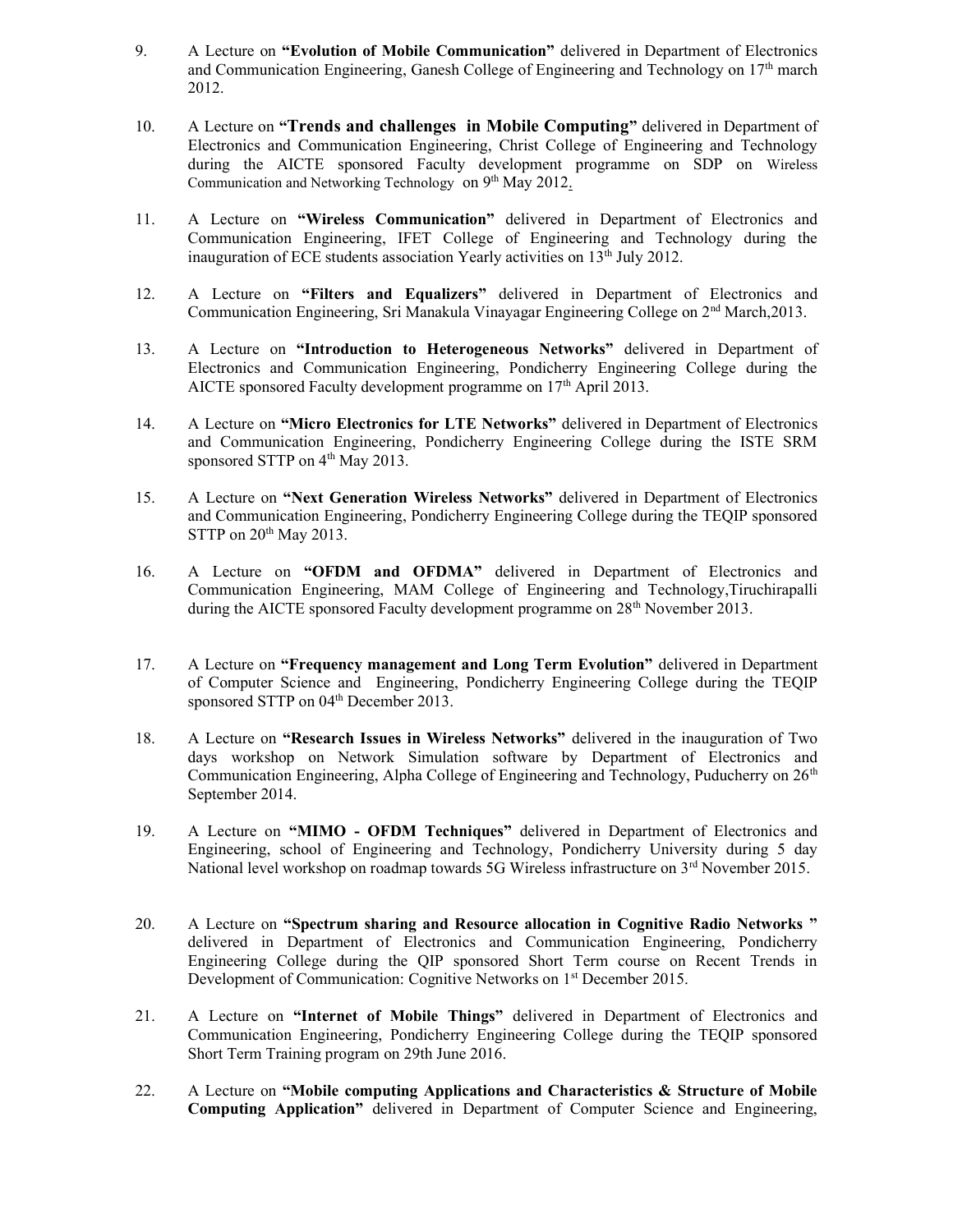9. A Lecture on **"Evolution of Mobile Communication"** delivered in Department of Electronics and Communication Engineering, Ganesh College of Engineering and Technology on 17th march 2012.

10. A Lecture on **"Trends and challenges in Mobile Computing"** delivered in Department of Electronics and Communication Engineering, Christ College of Engineering and Technology during the AICTE sponsored Faculty development programme on SDP on Wireless Communication and Networking Technology on 9th May 2012.

11. A Lecture on **"Wireless Communication"** delivered in Department of Electronics and Communication Engineering, IFET College of Engineering and Technology during the inauguration of ECE students association Yearly activities on 13th July 2012.

12. A Lecture on **"Filters and Equalizers"** delivered in Department of Electronics and Communication Engineering, Sri Manakula Vinayagar Engineering College on 2nd March,2013.

13. A Lecture on **"Introduction to Heterogeneous Networks"** delivered in Department of Electronics and Communication Engineering, Pondicherry Engineering College during the AICTE sponsored Faculty development programme on 17th April 2013.

14. A Lecture on **"Micro Electronics for LTE Networks"** delivered in Department of Electronics and Communication Engineering, Pondicherry Engineering College during the ISTE SRM sponsored STTP on 4th May 2013.

15. A Lecture on **"Next Generation Wireless Networks"** delivered in Department of Electronics and Communication Engineering, Pondicherry Engineering College during the TEQIP sponsored STTP on 20th May 2013.

16. A Lecture on **"OFDM and OFDMA"** delivered in Department of Electronics and Communication Engineering, MAM College of Engineering and Technology,Tiruchirapalli during the AICTE sponsored Faculty development programme on 28th November 2013.

17. A Lecture on **"Frequency management and Long Term Evolution"** delivered in Department of Computer Science and Engineering, Pondicherry Engineering College during the TEQIP sponsored STTP on 04th December 2013.

18. A Lecture on **"Research Issues in Wireless Networks"** delivered in the inauguration of Two days workshop on Network Simulation software by Department of Electronics and Communication Engineering, Alpha College of Engineering and Technology, Puducherry on 26th September 2014.

19. A Lecture on **"MIMO - OFDM Techniques"** delivered in Department of Electronics and Engineering, school of Engineering and Technology, Pondicherry University during 5 day National level workshop on roadmap towards 5G Wireless infrastructure on 3rd November 2015.

20. A Lecture on **"Spectrum sharing and Resource allocation in Cognitive Radio Networks "** delivered in Department of Electronics and Communication Engineering, Pondicherry Engineering College during the QIP sponsored Short Term course on Recent Trends in Development of Communication: Cognitive Networks on 1st December 2015.

21. A Lecture on **"Internet of Mobile Things"** delivered in Department of Electronics and Communication Engineering, Pondicherry Engineering College during the TEQIP sponsored Short Term Training program on 29th June 2016.

22. A Lecture on **"Mobile computing Applications and Characteristics & Structure of Mobile Computing Application"** delivered in Department of Computer Science and Engineering,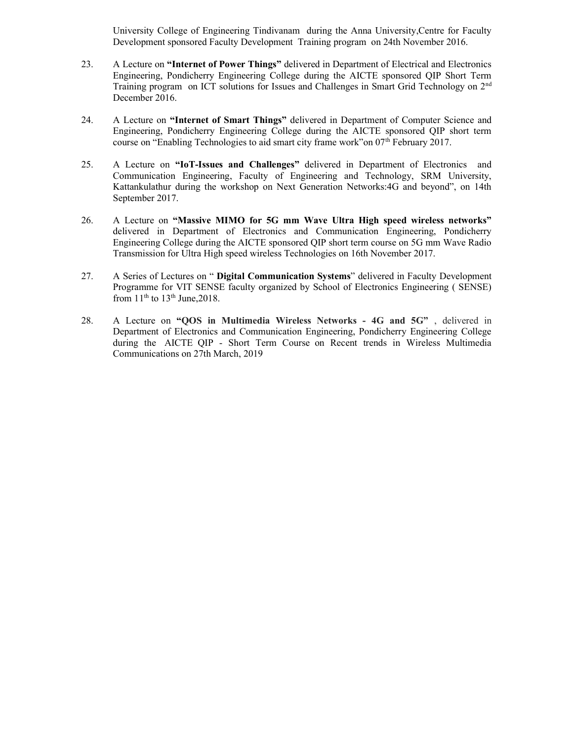University College of Engineering Tindivanam during the Anna University,Centre for Faculty Development sponsored Faculty Development Training program on 24th November 2016.

23. A Lecture on **"Internet of Power Things"** delivered in Department of Electrical and Electronics Engineering, Pondicherry Engineering College during the AICTE sponsored QIP Short Term Training program on ICT solutions for Issues and Challenges in Smart Grid Technology on 2nd December 2016.

24. A Lecture on **"Internet of Smart Things"** delivered in Department of Computer Science and Engineering, Pondicherry Engineering College during the AICTE sponsored QIP short term course on "Enabling Technologies to aid smart city frame work"on 07th February 2017.

25. A Lecture on **"IoT-Issues and Challenges"** delivered in Department of Electronics and Communication Engineering, Faculty of Engineering and Technology, SRM University, Kattankulathur during the workshop on Next Generation Networks:4G and beyond", on 14th September 2017.

26. A Lecture on **"Massive MIMO for 5G mm Wave Ultra High speed wireless networks"** delivered in Department of Electronics and Communication Engineering, Pondicherry Engineering College during the AICTE sponsored QIP short term course on 5G mm Wave Radio Transmission for Ultra High speed wireless Technologies on 16th November 2017.

27. A Series of Lectures on " **Digital Communication Systems**" delivered in Faculty Development Programme for VIT SENSE faculty organized by School of Electronics Engineering ( SENSE) from 11th to 13th June,2018.

28. A Lecture on **"QOS in Multimedia Wireless Networks - 4G and 5G"** , delivered in Department of Electronics and Communication Engineering, Pondicherry Engineering College during the AICTE QIP - Short Term Course on Recent trends in Wireless Multimedia Communications on 27th March, 2019